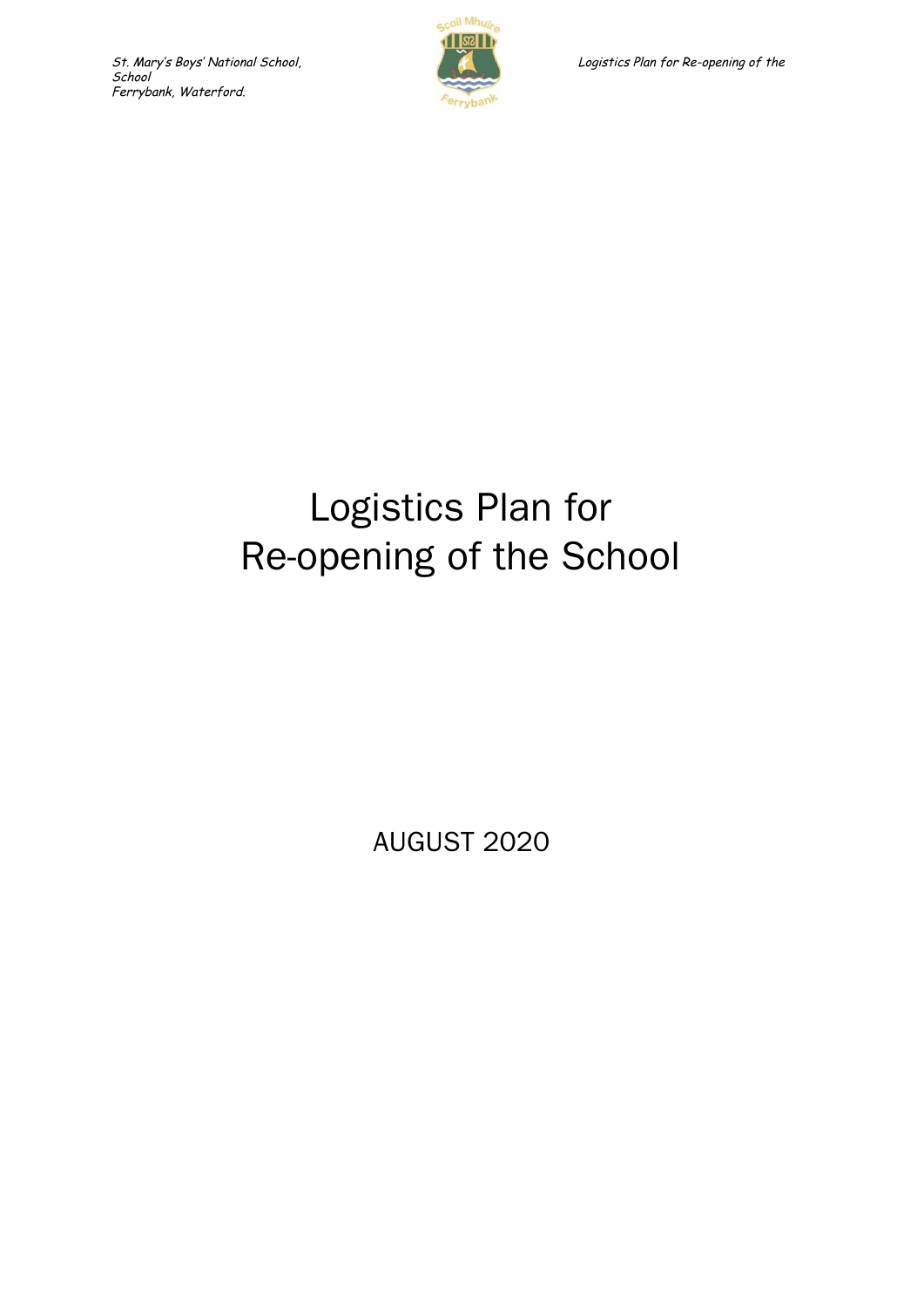# Logistics Plan for Re-opening of the School

AUGUST 2020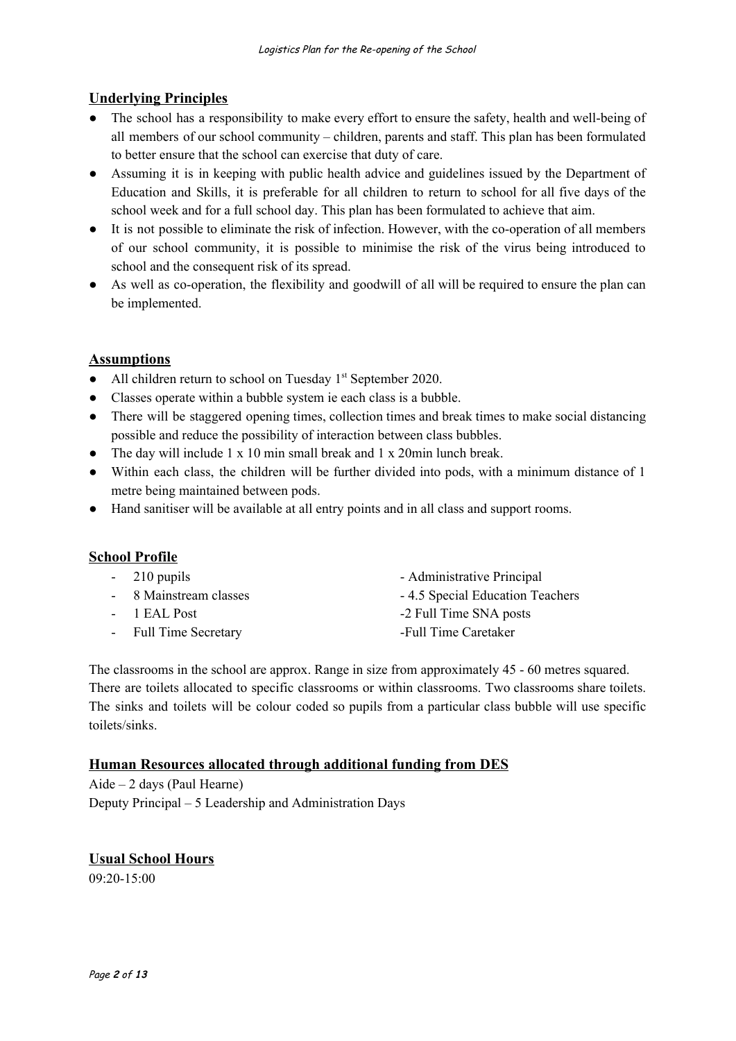## Underlying Principles

- The school has a responsibility to make every effort to ensure the safety, health and well-being of all members of our school community – children, parents and staff. This plan has been formulated to better ensure that the school can exercise that duty of care.
- Assuming it is in keeping with public health advice and guidelines issued by the Department of Education and Skills, it is preferable for all children to return to school for all five days of the school week and for a full school day. This plan has been formulated to achieve that aim.
- It is not possible to eliminate the risk of infection. However, with the co-operation of all members of our school community, it is possible to minimise the risk of the virus being introduced to school and the consequent risk of its spread.
- As well as co-operation, the flexibility and goodwill of all will be required to ensure the plan can be implemented.

## Assumptions

- All children return to school on Tuesday 1st September 2020.
- Classes operate within a bubble system ie each class is a bubble.
- There will be staggered opening times, collection times and break times to make social distancing possible and reduce the possibility of interaction between class bubbles.
- The day will include 1 x 10 min small break and 1 x 20min lunch break.
- Within each class, the children will be further divided into pods, with a minimum distance of 1 metre being maintained between pods.
- Hand sanitiser will be available at all entry points and in all class and support rooms.

## School Profile

- 210 pupils
- 8 Mainstream classes
- 1 EAL Post
- Full Time Secretary
- Administrative Principal
- 4.5 Special Education Teachers
- 2 Full Time SNA posts
- Full Time Caretaker

The classrooms in the school are approx. Range in size from approximately 45 - 60 metres squared. There are toilets allocated to specific classrooms or within classrooms. Two classrooms share toilets. The sinks and toilets will be colour coded so pupils from a particular class bubble will use specific toilets/sinks.

## Human Resources allocated through additional funding from DES

Aide – 2 days (Paul Hearne)
Deputy Principal – 5 Leadership and Administration Days

## Usual School Hours

09:20-15:00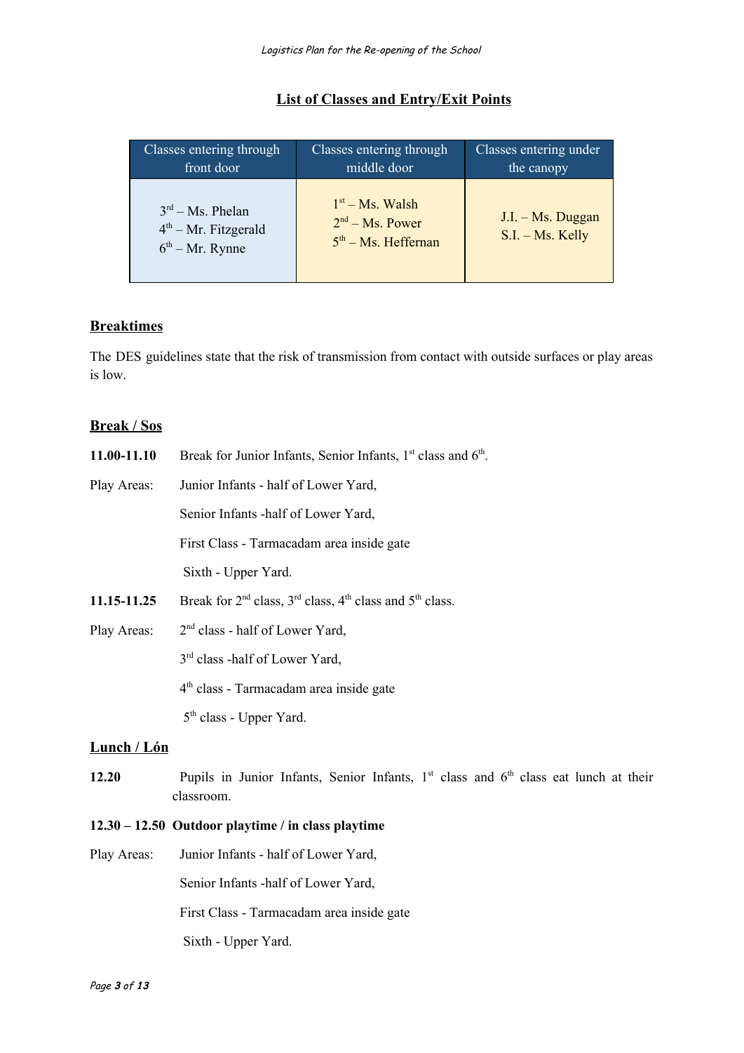## List of Classes and Entry/Exit Points

| Classes entering through front door | Classes entering through middle door | Classes entering under the canopy |
|---|---|---|
| 3rd – Ms. Phelan<br>4th – Mr. Fitzgerald<br>6th – Mr. Rynne | 1st – Ms. Walsh<br>2nd – Ms. Power<br>5th – Ms. Heffernan | J.I. – Ms. Duggan<br>S.I. – Ms. Kelly |

### Breaktimes

The DES guidelines state that the risk of transmission from contact with outside surfaces or play areas is low.

### Break / Sos

**11.00-11.10** Break for Junior Infants, Senior Infants, 1st class and 6th.

Play Areas: Junior Infants - half of Lower Yard,

Senior Infants -half of Lower Yard,

First Class - Tarmacadam area inside gate

Sixth - Upper Yard.

**11.15-11.25** Break for 2nd class, 3rd class, 4th class and 5th class.

Play Areas: 2nd class - half of Lower Yard,

3rd class -half of Lower Yard,

4th class - Tarmacadam area inside gate

5th class - Upper Yard.

### Lunch / Lón

**12.20** Pupils in Junior Infants, Senior Infants, 1st class and 6th class eat lunch at their classroom.

**12.30 – 12.50 Outdoor playtime / in class playtime**

Play Areas: Junior Infants - half of Lower Yard,

Senior Infants -half of Lower Yard,

First Class - Tarmacadam area inside gate

Sixth - Upper Yard.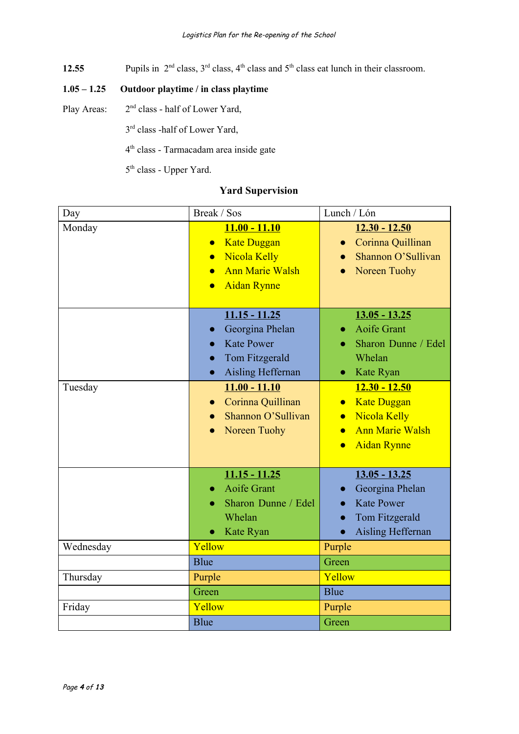**12.55** Pupils in 2nd class, 3rd class, 4th class and 5th class eat lunch in their classroom.

**1.05 – 1.25 Outdoor playtime / in class playtime**

Play Areas:

- 2nd class - half of Lower Yard,
- 3rd class -half of Lower Yard,
- 4th class - Tarmacadam area inside gate
- 5th class - Upper Yard.

### Yard Supervision

| Day | Break / Sos | Lunch / Lón |
|---|---|---|
| Monday | **11.00 - 11.10**<br>• Kate Duggan<br>• Nicola Kelly<br>• Ann Marie Walsh<br>• Aidan Rynne | **12.30 - 12.50**<br>• Corinna Quillinan<br>• Shannon O'Sullivan<br>• Noreen Tuohy |
| | **11.15 - 11.25**<br>• Georgina Phelan<br>• Kate Power<br>• Tom Fitzgerald<br>• Aisling Heffernan | **13.05 - 13.25**<br>• Aoife Grant<br>• Sharon Dunne / Edel Whelan<br>• Kate Ryan |
| Tuesday | **11.00 - 11.10**<br>• Corinna Quillinan<br>• Shannon O'Sullivan<br>• Noreen Tuohy | **12.30 - 12.50**<br>• Kate Duggan<br>• Nicola Kelly<br>• Ann Marie Walsh<br>• Aidan Rynne |
| | **11.15 - 11.25**<br>• Aoife Grant<br>• Sharon Dunne / Edel Whelan<br>• Kate Ryan | **13.05 - 13.25**<br>• Georgina Phelan<br>• Kate Power<br>• Tom Fitzgerald<br>• Aisling Heffernan |
| Wednesday | Yellow | Purple |
| | Blue | Green |
| Thursday | Purple | Yellow |
| | Green | Blue |
| Friday | Yellow | Purple |
| | Blue | Green |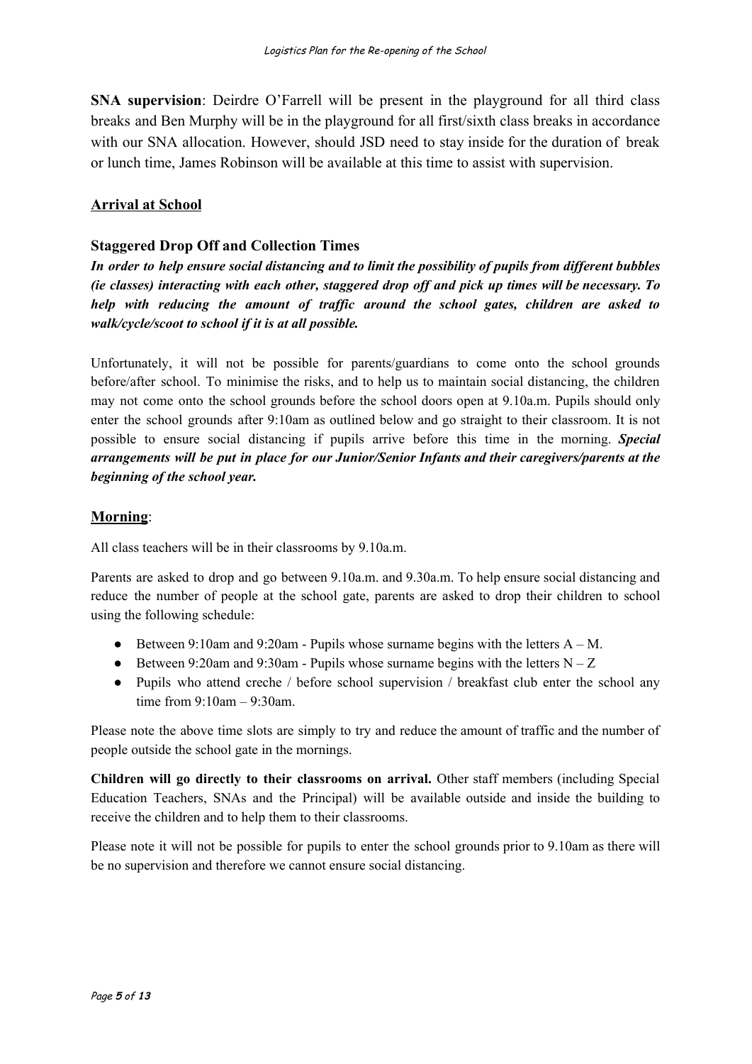**SNA supervision**: Deirdre O'Farrell will be present in the playground for all third class breaks and Ben Murphy will be in the playground for all first/sixth class breaks in accordance with our SNA allocation. However, should JSD need to stay inside for the duration of break or lunch time, James Robinson will be available at this time to assist with supervision.

## Arrival at School

### Staggered Drop Off and Collection Times

***In order to help ensure social distancing and to limit the possibility of pupils from different bubbles (ie classes) interacting with each other, staggered drop off and pick up times will be necessary. To help with reducing the amount of traffic around the school gates, children are asked to walk/cycle/scoot to school if it is at all possible.***

Unfortunately, it will not be possible for parents/guardians to come onto the school grounds before/after school. To minimise the risks, and to help us to maintain social distancing, the children may not come onto the school grounds before the school doors open at 9.10a.m. Pupils should only enter the school grounds after 9:10am as outlined below and go straight to their classroom. It is not possible to ensure social distancing if pupils arrive before this time in the morning. ***Special arrangements will be put in place for our Junior/Senior Infants and their caregivers/parents at the beginning of the school year.***

## Morning:

All class teachers will be in their classrooms by 9.10a.m.

Parents are asked to drop and go between 9.10a.m. and 9.30a.m. To help ensure social distancing and reduce the number of people at the school gate, parents are asked to drop their children to school using the following schedule:

- Between 9:10am and 9:20am - Pupils whose surname begins with the letters A – M.
- Between 9:20am and 9:30am - Pupils whose surname begins with the letters N – Z
- Pupils who attend creche / before school supervision / breakfast club enter the school any time from 9:10am – 9:30am.

Please note the above time slots are simply to try and reduce the amount of traffic and the number of people outside the school gate in the mornings.

**Children will go directly to their classrooms on arrival.** Other staff members (including Special Education Teachers, SNAs and the Principal) will be available outside and inside the building to receive the children and to help them to their classrooms.

Please note it will not be possible for pupils to enter the school grounds prior to 9.10am as there will be no supervision and therefore we cannot ensure social distancing.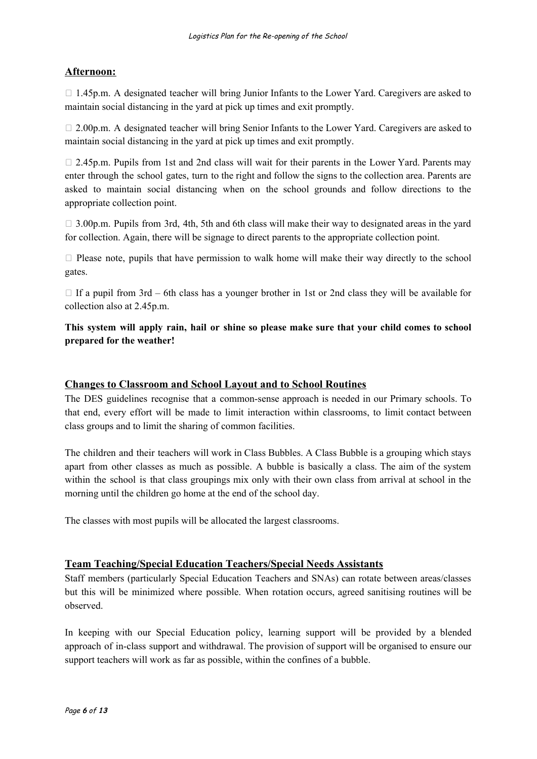## Afternoon:

- 1.45p.m. A designated teacher will bring Junior Infants to the Lower Yard. Caregivers are asked to maintain social distancing in the yard at pick up times and exit promptly.
- 2.00p.m. A designated teacher will bring Senior Infants to the Lower Yard. Caregivers are asked to maintain social distancing in the yard at pick up times and exit promptly.
- 2.45p.m. Pupils from 1st and 2nd class will wait for their parents in the Lower Yard. Parents may enter through the school gates, turn to the right and follow the signs to the collection area. Parents are asked to maintain social distancing when on the school grounds and follow directions to the appropriate collection point.
- 3.00p.m. Pupils from 3rd, 4th, 5th and 6th class will make their way to designated areas in the yard for collection. Again, there will be signage to direct parents to the appropriate collection point.
- Please note, pupils that have permission to walk home will make their way directly to the school gates.
- If a pupil from 3rd – 6th class has a younger brother in 1st or 2nd class they will be available for collection also at 2.45p.m.

**This system will apply rain, hail or shine so please make sure that your child comes to school prepared for the weather!**

## Changes to Classroom and School Layout and to School Routines

The DES guidelines recognise that a common-sense approach is needed in our Primary schools. To that end, every effort will be made to limit interaction within classrooms, to limit contact between class groups and to limit the sharing of common facilities.

The children and their teachers will work in Class Bubbles. A Class Bubble is a grouping which stays apart from other classes as much as possible. A bubble is basically a class. The aim of the system within the school is that class groupings mix only with their own class from arrival at school in the morning until the children go home at the end of the school day.

The classes with most pupils will be allocated the largest classrooms.

## Team Teaching/Special Education Teachers/Special Needs Assistants

Staff members (particularly Special Education Teachers and SNAs) can rotate between areas/classes but this will be minimized where possible. When rotation occurs, agreed sanitising routines will be observed.

In keeping with our Special Education policy, learning support will be provided by a blended approach of in-class support and withdrawal. The provision of support will be organised to ensure our support teachers will work as far as possible, within the confines of a bubble.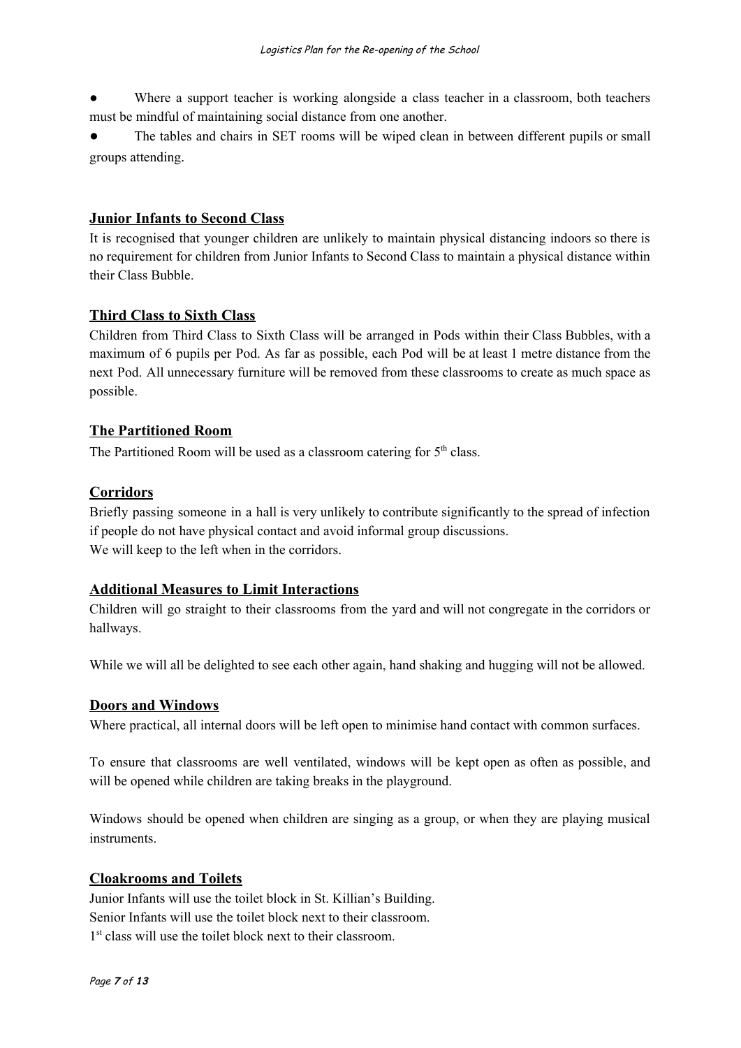- Where a support teacher is working alongside a class teacher in a classroom, both teachers must be mindful of maintaining social distance from one another.
- The tables and chairs in SET rooms will be wiped clean in between different pupils or small groups attending.

## Junior Infants to Second Class

It is recognised that younger children are unlikely to maintain physical distancing indoors so there is no requirement for children from Junior Infants to Second Class to maintain a physical distance within their Class Bubble.

## Third Class to Sixth Class

Children from Third Class to Sixth Class will be arranged in Pods within their Class Bubbles, with a maximum of 6 pupils per Pod. As far as possible, each Pod will be at least 1 metre distance from the next Pod. All unnecessary furniture will be removed from these classrooms to create as much space as possible.

## The Partitioned Room

The Partitioned Room will be used as a classroom catering for 5th class.

## Corridors

Briefly passing someone in a hall is very unlikely to contribute significantly to the spread of infection if people do not have physical contact and avoid informal group discussions.
We will keep to the left when in the corridors.

## Additional Measures to Limit Interactions

Children will go straight to their classrooms from the yard and will not congregate in the corridors or hallways.

While we will all be delighted to see each other again, hand shaking and hugging will not be allowed.

## Doors and Windows

Where practical, all internal doors will be left open to minimise hand contact with common surfaces.

To ensure that classrooms are well ventilated, windows will be kept open as often as possible, and will be opened while children are taking breaks in the playground.

Windows should be opened when children are singing as a group, or when they are playing musical instruments.

## Cloakrooms and Toilets

Junior Infants will use the toilet block in St. Killian's Building.
Senior Infants will use the toilet block next to their classroom.
1st class will use the toilet block next to their classroom.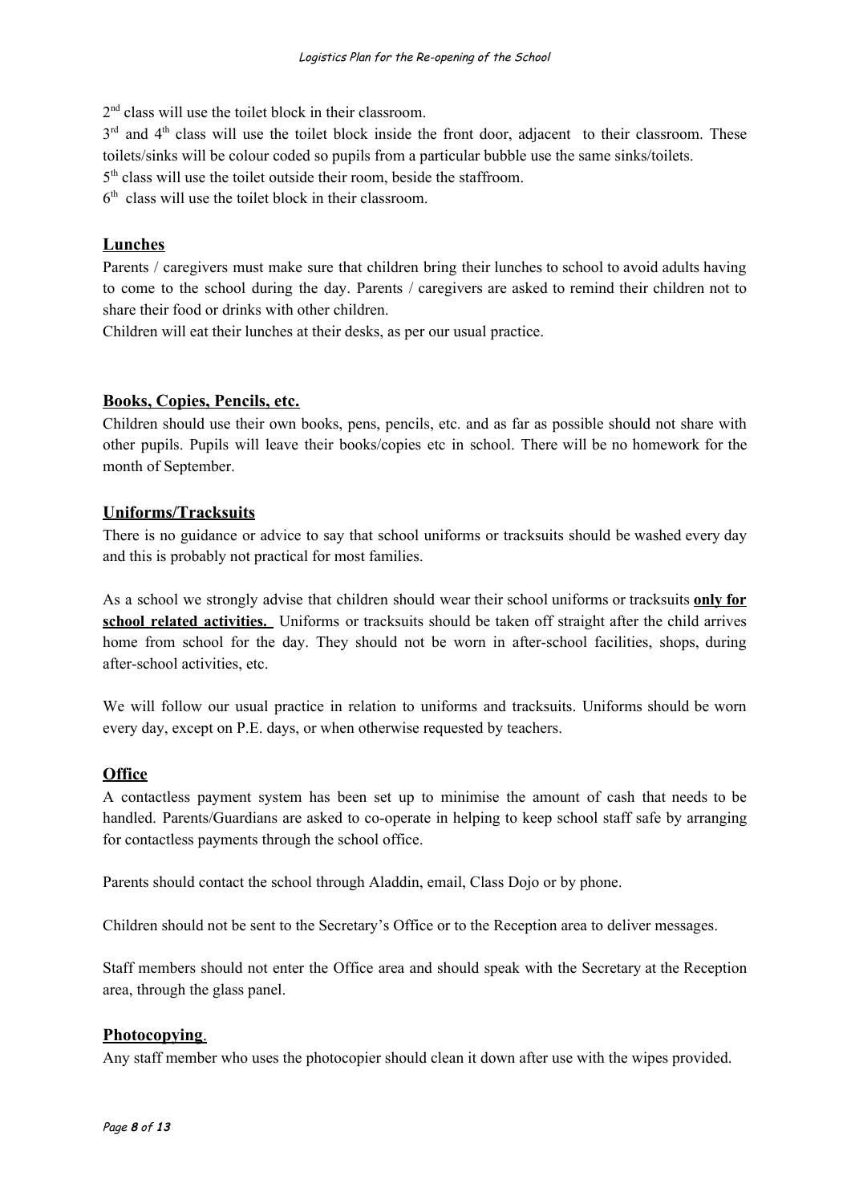2nd class will use the toilet block in their classroom.

3rd and 4th class will use the toilet block inside the front door, adjacent to their classroom. These toilets/sinks will be colour coded so pupils from a particular bubble use the same sinks/toilets.

5th class will use the toilet outside their room, beside the staffroom.

6th class will use the toilet block in their classroom.

## Lunches

Parents / caregivers must make sure that children bring their lunches to school to avoid adults having to come to the school during the day. Parents / caregivers are asked to remind their children not to share their food or drinks with other children.

Children will eat their lunches at their desks, as per our usual practice.

## Books, Copies, Pencils, etc.

Children should use their own books, pens, pencils, etc. and as far as possible should not share with other pupils. Pupils will leave their books/copies etc in school. There will be no homework for the month of September.

## Uniforms/Tracksuits

There is no guidance or advice to say that school uniforms or tracksuits should be washed every day and this is probably not practical for most families.

As a school we strongly advise that children should wear their school uniforms or tracksuits **only for school related activities.** Uniforms or tracksuits should be taken off straight after the child arrives home from school for the day. They should not be worn in after-school facilities, shops, during after-school activities, etc.

We will follow our usual practice in relation to uniforms and tracksuits. Uniforms should be worn every day, except on P.E. days, or when otherwise requested by teachers.

## Office

A contactless payment system has been set up to minimise the amount of cash that needs to be handled. Parents/Guardians are asked to co-operate in helping to keep school staff safe by arranging for contactless payments through the school office.

Parents should contact the school through Aladdin, email, Class Dojo or by phone.

Children should not be sent to the Secretary's Office or to the Reception area to deliver messages.

Staff members should not enter the Office area and should speak with the Secretary at the Reception area, through the glass panel.

## Photocopying.

Any staff member who uses the photocopier should clean it down after use with the wipes provided.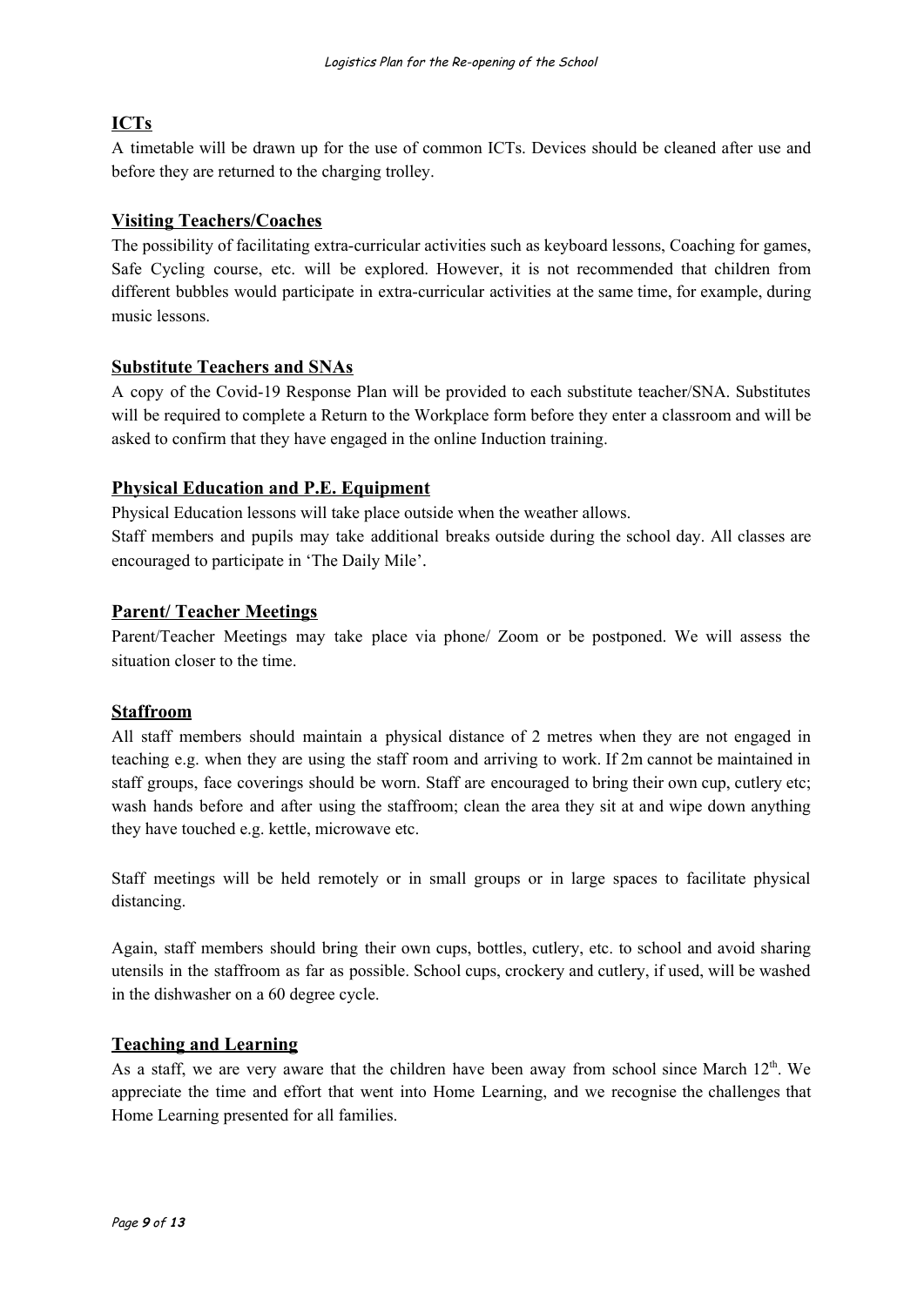## ICTs

A timetable will be drawn up for the use of common ICTs. Devices should be cleaned after use and before they are returned to the charging trolley.

## Visiting Teachers/Coaches

The possibility of facilitating extra-curricular activities such as keyboard lessons, Coaching for games, Safe Cycling course, etc. will be explored. However, it is not recommended that children from different bubbles would participate in extra-curricular activities at the same time, for example, during music lessons.

## Substitute Teachers and SNAs

A copy of the Covid-19 Response Plan will be provided to each substitute teacher/SNA. Substitutes will be required to complete a Return to the Workplace form before they enter a classroom and will be asked to confirm that they have engaged in the online Induction training.

## Physical Education and P.E. Equipment

Physical Education lessons will take place outside when the weather allows.
Staff members and pupils may take additional breaks outside during the school day. All classes are encouraged to participate in 'The Daily Mile'.

## Parent/ Teacher Meetings

Parent/Teacher Meetings may take place via phone/ Zoom or be postponed. We will assess the situation closer to the time.

## Staffroom

All staff members should maintain a physical distance of 2 metres when they are not engaged in teaching e.g. when they are using the staff room and arriving to work. If 2m cannot be maintained in staff groups, face coverings should be worn. Staff are encouraged to bring their own cup, cutlery etc; wash hands before and after using the staffroom; clean the area they sit at and wipe down anything they have touched e.g. kettle, microwave etc.

Staff meetings will be held remotely or in small groups or in large spaces to facilitate physical distancing.

Again, staff members should bring their own cups, bottles, cutlery, etc. to school and avoid sharing utensils in the staffroom as far as possible. School cups, crockery and cutlery, if used, will be washed in the dishwasher on a 60 degree cycle.

## Teaching and Learning

As a staff, we are very aware that the children have been away from school since March 12th. We appreciate the time and effort that went into Home Learning, and we recognise the challenges that Home Learning presented for all families.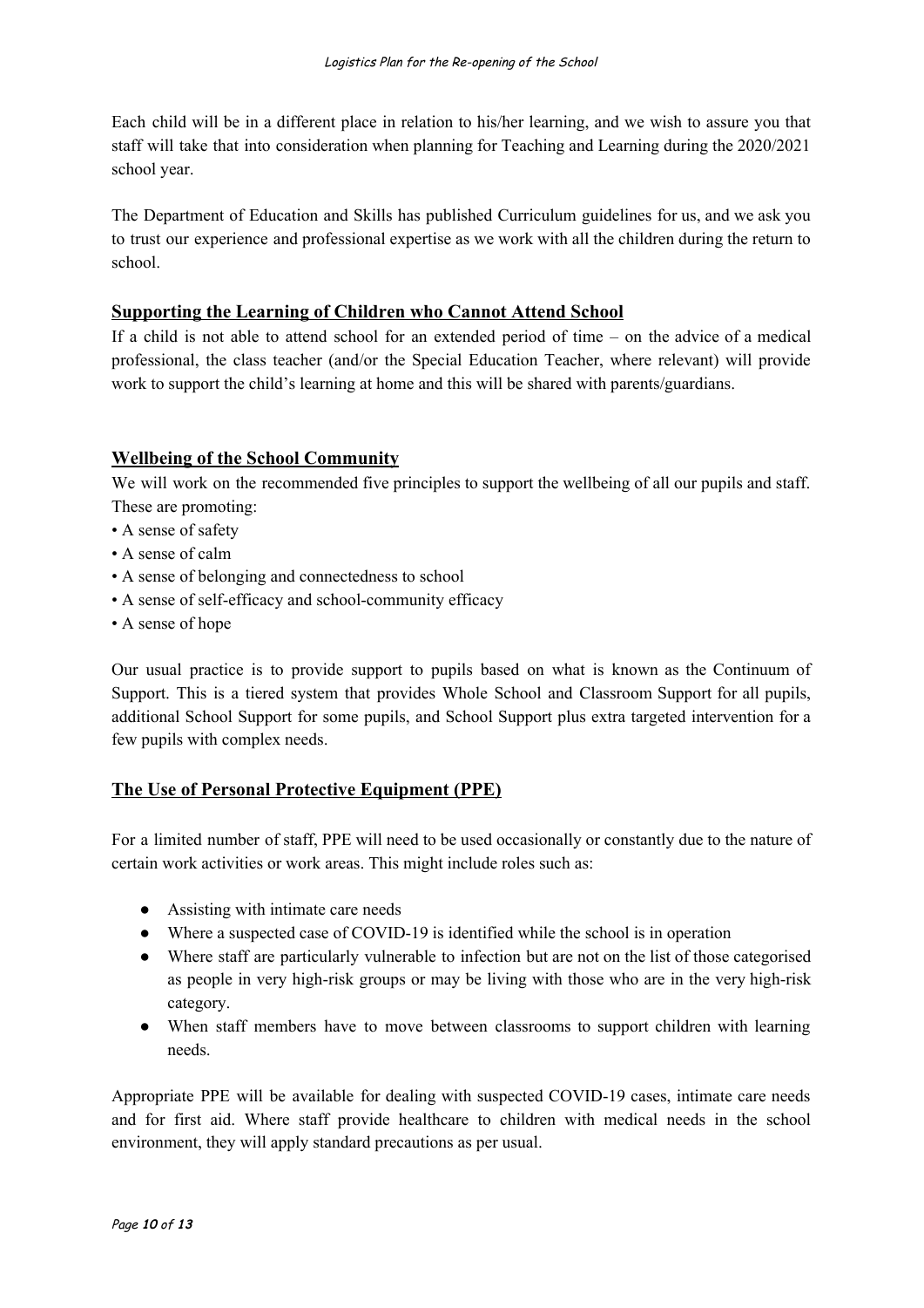Each child will be in a different place in relation to his/her learning, and we wish to assure you that staff will take that into consideration when planning for Teaching and Learning during the 2020/2021 school year.

The Department of Education and Skills has published Curriculum guidelines for us, and we ask you to trust our experience and professional expertise as we work with all the children during the return to school.

## Supporting the Learning of Children who Cannot Attend School

If a child is not able to attend school for an extended period of time – on the advice of a medical professional, the class teacher (and/or the Special Education Teacher, where relevant) will provide work to support the child's learning at home and this will be shared with parents/guardians.

## Wellbeing of the School Community

We will work on the recommended five principles to support the wellbeing of all our pupils and staff. These are promoting:

- A sense of safety
- A sense of calm
- A sense of belonging and connectedness to school
- A sense of self-efficacy and school-community efficacy
- A sense of hope

Our usual practice is to provide support to pupils based on what is known as the Continuum of Support. This is a tiered system that provides Whole School and Classroom Support for all pupils, additional School Support for some pupils, and School Support plus extra targeted intervention for a few pupils with complex needs.

## The Use of Personal Protective Equipment (PPE)

For a limited number of staff, PPE will need to be used occasionally or constantly due to the nature of certain work activities or work areas. This might include roles such as:

- Assisting with intimate care needs
- Where a suspected case of COVID-19 is identified while the school is in operation
- Where staff are particularly vulnerable to infection but are not on the list of those categorised as people in very high-risk groups or may be living with those who are in the very high-risk category.
- When staff members have to move between classrooms to support children with learning needs.

Appropriate PPE will be available for dealing with suspected COVID-19 cases, intimate care needs and for first aid. Where staff provide healthcare to children with medical needs in the school environment, they will apply standard precautions as per usual.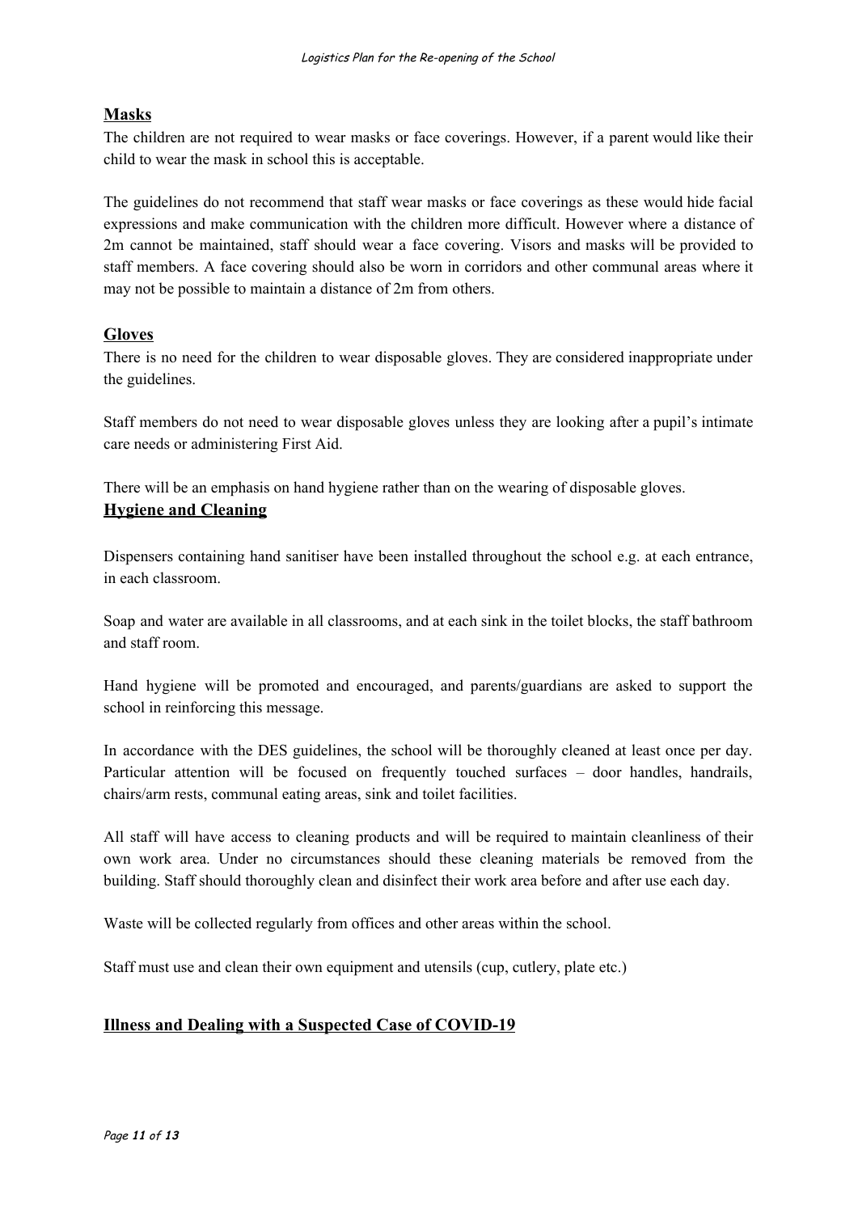## Masks

The children are not required to wear masks or face coverings. However, if a parent would like their child to wear the mask in school this is acceptable.

The guidelines do not recommend that staff wear masks or face coverings as these would hide facial expressions and make communication with the children more difficult. However where a distance of 2m cannot be maintained, staff should wear a face covering. Visors and masks will be provided to staff members. A face covering should also be worn in corridors and other communal areas where it may not be possible to maintain a distance of 2m from others.

## Gloves

There is no need for the children to wear disposable gloves. They are considered inappropriate under the guidelines.

Staff members do not need to wear disposable gloves unless they are looking after a pupil's intimate care needs or administering First Aid.

There will be an emphasis on hand hygiene rather than on the wearing of disposable gloves.

## Hygiene and Cleaning

Dispensers containing hand sanitiser have been installed throughout the school e.g. at each entrance, in each classroom.

Soap and water are available in all classrooms, and at each sink in the toilet blocks, the staff bathroom and staff room.

Hand hygiene will be promoted and encouraged, and parents/guardians are asked to support the school in reinforcing this message.

In accordance with the DES guidelines, the school will be thoroughly cleaned at least once per day. Particular attention will be focused on frequently touched surfaces – door handles, handrails, chairs/arm rests, communal eating areas, sink and toilet facilities.

All staff will have access to cleaning products and will be required to maintain cleanliness of their own work area. Under no circumstances should these cleaning materials be removed from the building. Staff should thoroughly clean and disinfect their work area before and after use each day.

Waste will be collected regularly from offices and other areas within the school.

Staff must use and clean their own equipment and utensils (cup, cutlery, plate etc.)

## Illness and Dealing with a Suspected Case of COVID-19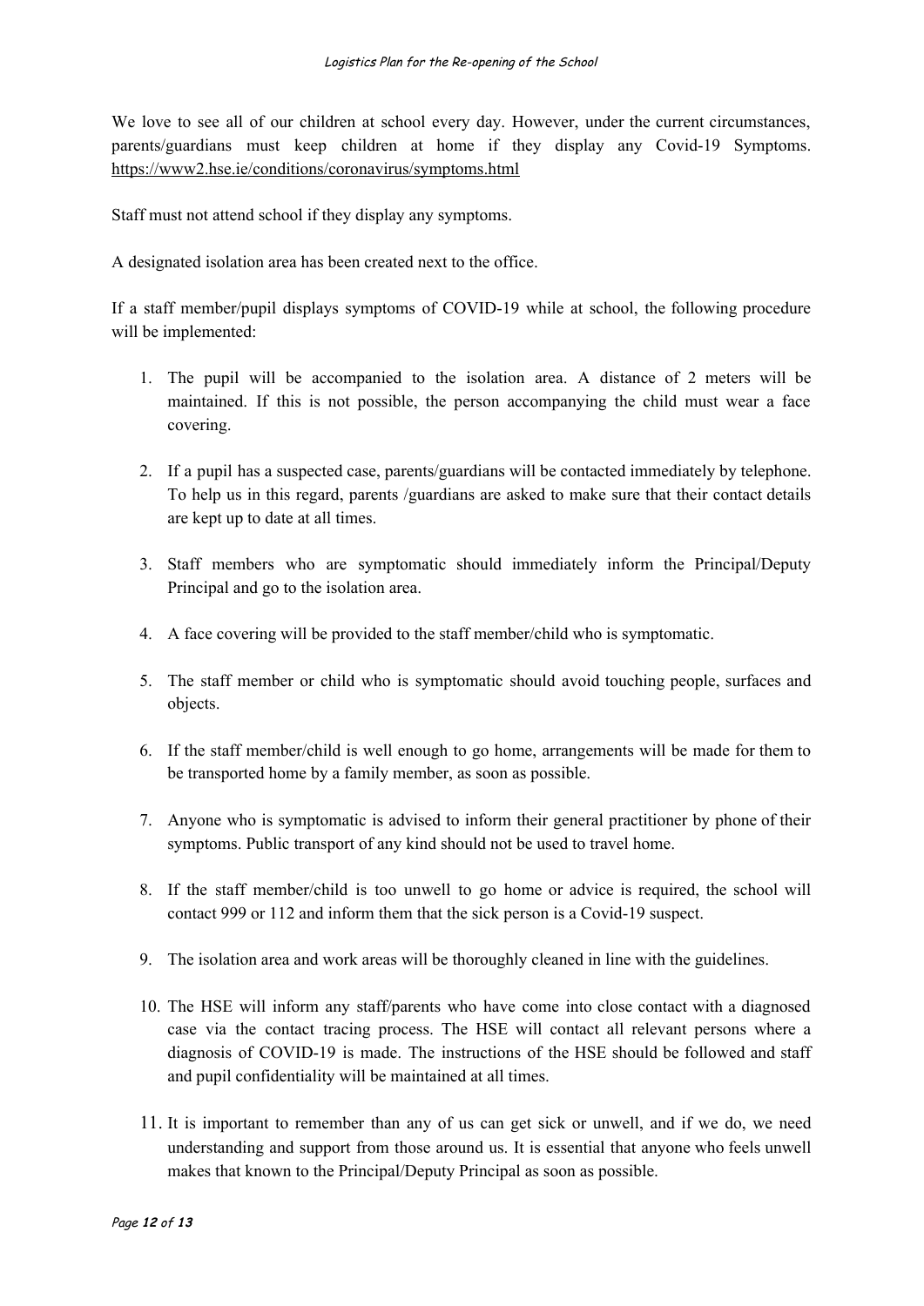We love to see all of our children at school every day. However, under the current circumstances, parents/guardians must keep children at home if they display any Covid-19 Symptoms. https://www2.hse.ie/conditions/coronavirus/symptoms.html

Staff must not attend school if they display any symptoms.

A designated isolation area has been created next to the office.

If a staff member/pupil displays symptoms of COVID-19 while at school, the following procedure will be implemented:

1. The pupil will be accompanied to the isolation area. A distance of 2 meters will be maintained. If this is not possible, the person accompanying the child must wear a face covering.

2. If a pupil has a suspected case, parents/guardians will be contacted immediately by telephone. To help us in this regard, parents /guardians are asked to make sure that their contact details are kept up to date at all times.

3. Staff members who are symptomatic should immediately inform the Principal/Deputy Principal and go to the isolation area.

4. A face covering will be provided to the staff member/child who is symptomatic.

5. The staff member or child who is symptomatic should avoid touching people, surfaces and objects.

6. If the staff member/child is well enough to go home, arrangements will be made for them to be transported home by a family member, as soon as possible.

7. Anyone who is symptomatic is advised to inform their general practitioner by phone of their symptoms. Public transport of any kind should not be used to travel home.

8. If the staff member/child is too unwell to go home or advice is required, the school will contact 999 or 112 and inform them that the sick person is a Covid-19 suspect.

9. The isolation area and work areas will be thoroughly cleaned in line with the guidelines.

10. The HSE will inform any staff/parents who have come into close contact with a diagnosed case via the contact tracing process. The HSE will contact all relevant persons where a diagnosis of COVID-19 is made. The instructions of the HSE should be followed and staff and pupil confidentiality will be maintained at all times.

11. It is important to remember than any of us can get sick or unwell, and if we do, we need understanding and support from those around us. It is essential that anyone who feels unwell makes that known to the Principal/Deputy Principal as soon as possible.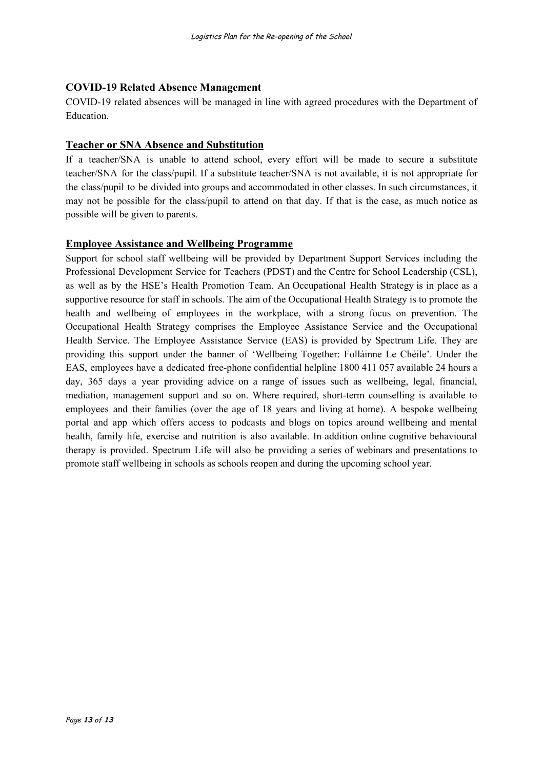## COVID-19 Related Absence Management

COVID-19 related absences will be managed in line with agreed procedures with the Department of Education.

## Teacher or SNA Absence and Substitution

If a teacher/SNA is unable to attend school, every effort will be made to secure a substitute teacher/SNA for the class/pupil. If a substitute teacher/SNA is not available, it is not appropriate for the class/pupil to be divided into groups and accommodated in other classes. In such circumstances, it may not be possible for the class/pupil to attend on that day. If that is the case, as much notice as possible will be given to parents.

## Employee Assistance and Wellbeing Programme

Support for school staff wellbeing will be provided by Department Support Services including the Professional Development Service for Teachers (PDST) and the Centre for School Leadership (CSL), as well as by the HSE's Health Promotion Team. An Occupational Health Strategy is in place as a supportive resource for staff in schools. The aim of the Occupational Health Strategy is to promote the health and wellbeing of employees in the workplace, with a strong focus on prevention. The Occupational Health Strategy comprises the Employee Assistance Service and the Occupational Health Service. The Employee Assistance Service (EAS) is provided by Spectrum Life. They are providing this support under the banner of 'Wellbeing Together: Folláinne Le Chéile'. Under the EAS, employees have a dedicated free-phone confidential helpline 1800 411 057 available 24 hours a day, 365 days a year providing advice on a range of issues such as wellbeing, legal, financial, mediation, management support and so on. Where required, short-term counselling is available to employees and their families (over the age of 18 years and living at home). A bespoke wellbeing portal and app which offers access to podcasts and blogs on topics around wellbeing and mental health, family life, exercise and nutrition is also available. In addition online cognitive behavioural therapy is provided. Spectrum Life will also be providing a series of webinars and presentations to promote staff wellbeing in schools as schools reopen and during the upcoming school year.